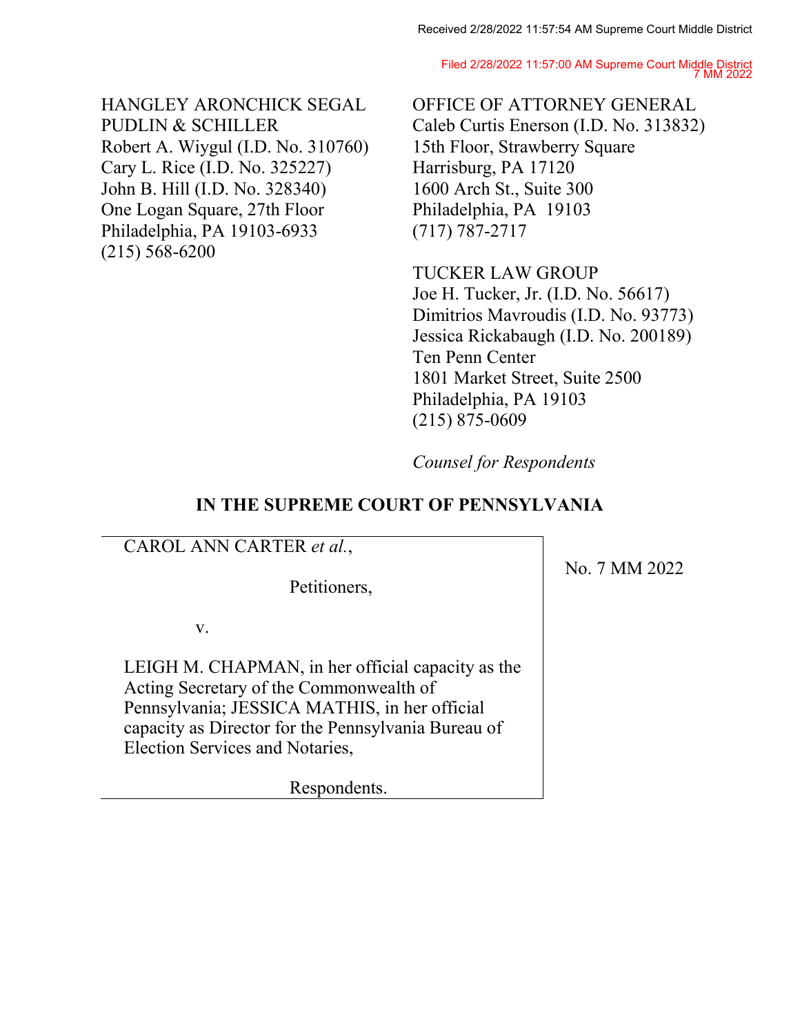Received 2/28/2022 11:57:54 AM Supreme Court Middle District

Filed 2/28/2022 11:57:00 AM Supreme Court Middle District
7 MM 2022

HANGLEY ARONCHICK SEGAL PUDLIN & SCHILLER
Robert A. Wiygul (I.D. No. 310760)
Cary L. Rice (I.D. No. 325227)
John B. Hill (I.D. No. 328340)
One Logan Square, 27th Floor
Philadelphia, PA 19103-6933
(215) 568-6200

OFFICE OF ATTORNEY GENERAL
Caleb Curtis Enerson (I.D. No. 313832)
15th Floor, Strawberry Square
Harrisburg, PA 17120
1600 Arch St., Suite 300
Philadelphia, PA 19103
(717) 787-2717

TUCKER LAW GROUP
Joe H. Tucker, Jr. (I.D. No. 56617)
Dimitrios Mavroudis (I.D. No. 93773)
Jessica Rickabaugh (I.D. No. 200189)
Ten Penn Center
1801 Market Street, Suite 2500
Philadelphia, PA 19103
(215) 875-0609

*Counsel for Respondents*

**IN THE SUPREME COURT OF PENNSYLVANIA**

CAROL ANN CARTER *et al.*,

Petitioners,

v.

LEIGH M. CHAPMAN, in her official capacity as the Acting Secretary of the Commonwealth of Pennsylvania; JESSICA MATHIS, in her official capacity as Director for the Pennsylvania Bureau of Election Services and Notaries,

Respondents.

No. 7 MM 2022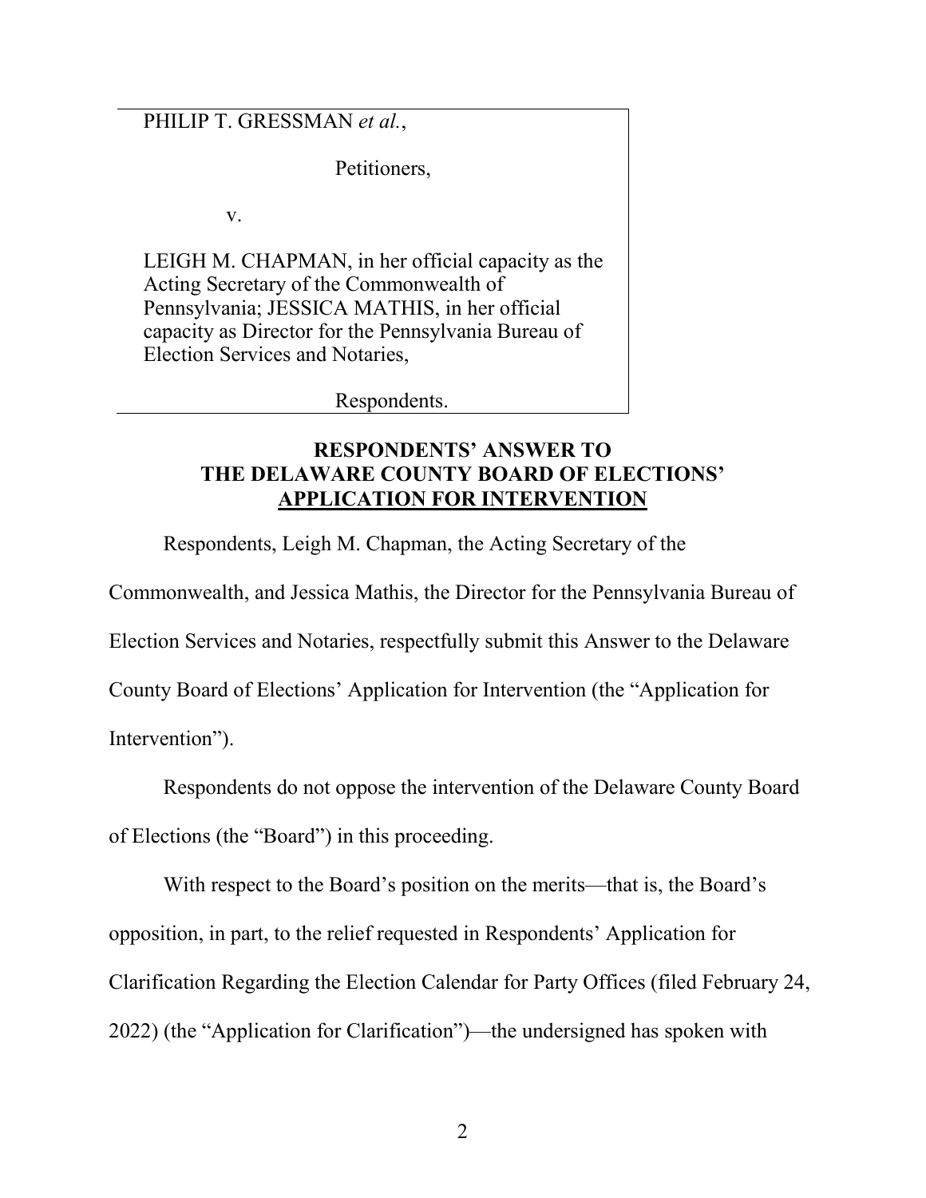PHILIP T. GRESSMAN *et al.*,

Petitioners,

v.

LEIGH M. CHAPMAN, in her official capacity as the Acting Secretary of the Commonwealth of Pennsylvania; JESSICA MATHIS, in her official capacity as Director for the Pennsylvania Bureau of Election Services and Notaries,

Respondents.

## RESPONDENTS' ANSWER TO THE DELAWARE COUNTY BOARD OF ELECTIONS' APPLICATION FOR INTERVENTION

Respondents, Leigh M. Chapman, the Acting Secretary of the Commonwealth, and Jessica Mathis, the Director for the Pennsylvania Bureau of Election Services and Notaries, respectfully submit this Answer to the Delaware County Board of Elections' Application for Intervention (the "Application for Intervention").

Respondents do not oppose the intervention of the Delaware County Board of Elections (the "Board") in this proceeding.

With respect to the Board's position on the merits—that is, the Board's opposition, in part, to the relief requested in Respondents' Application for Clarification Regarding the Election Calendar for Party Offices (filed February 24, 2022) (the "Application for Clarification")—the undersigned has spoken with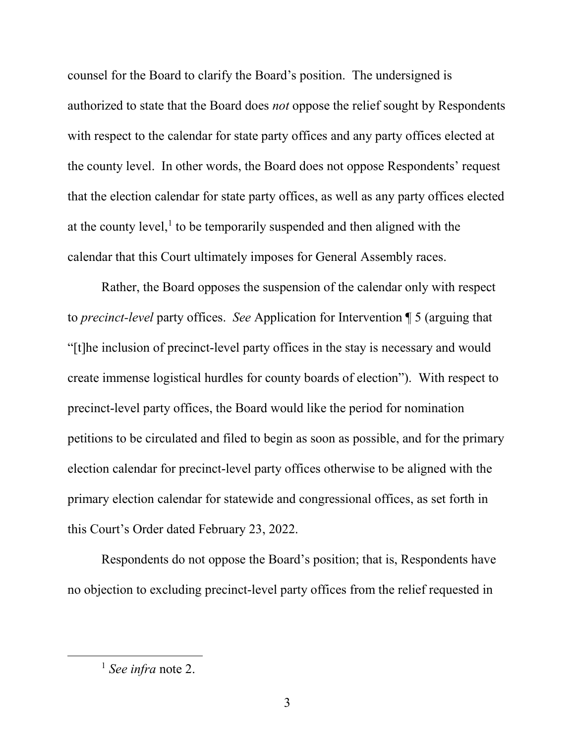counsel for the Board to clarify the Board's position. The undersigned is authorized to state that the Board does *not* oppose the relief sought by Respondents with respect to the calendar for state party offices and any party offices elected at the county level. In other words, the Board does not oppose Respondents' request that the election calendar for state party offices, as well as any party offices elected at the county level,[1] to be temporarily suspended and then aligned with the calendar that this Court ultimately imposes for General Assembly races.

Rather, the Board opposes the suspension of the calendar only with respect to *precinct-level* party offices. *See* Application for Intervention ¶ 5 (arguing that "[t]he inclusion of precinct-level party offices in the stay is necessary and would create immense logistical hurdles for county boards of election"). With respect to precinct-level party offices, the Board would like the period for nomination petitions to be circulated and filed to begin as soon as possible, and for the primary election calendar for precinct-level party offices otherwise to be aligned with the primary election calendar for statewide and congressional offices, as set forth in this Court's Order dated February 23, 2022.

Respondents do not oppose the Board's position; that is, Respondents have no objection to excluding precinct-level party offices from the relief requested in

[1] *See infra* note 2.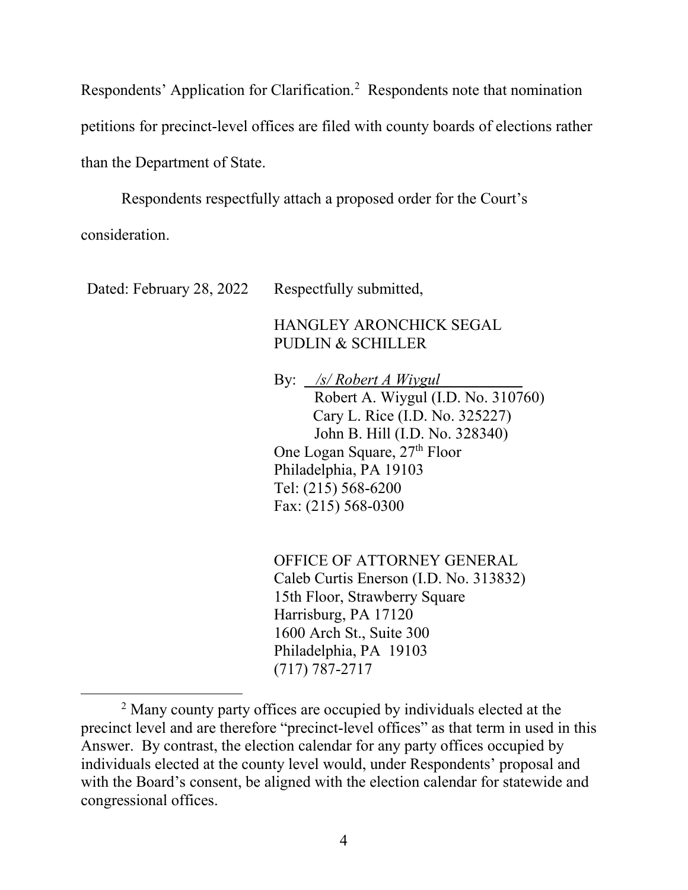Respondents' Application for Clarification.[2] Respondents note that nomination petitions for precinct-level offices are filed with county boards of elections rather than the Department of State.

Respondents respectfully attach a proposed order for the Court's consideration.

Dated: February 28, 2022

Respectfully submitted,

HANGLEY ARONCHICK SEGAL
PUDLIN & SCHILLER

By: *​/s/ Robert A Wiygul*
Robert A. Wiygul (I.D. No. 310760)
Cary L. Rice (I.D. No. 325227)
John B. Hill (I.D. No. 328340)
One Logan Square, 27th Floor
Philadelphia, PA 19103
Tel: (215) 568-6200
Fax: (215) 568-0300

OFFICE OF ATTORNEY GENERAL
Caleb Curtis Enerson (I.D. No. 313832)
15th Floor, Strawberry Square
Harrisburg, PA 17120
1600 Arch St., Suite 300
Philadelphia, PA 19103
(717) 787-2717

[2] Many county party offices are occupied by individuals elected at the precinct level and are therefore "precinct-level offices" as that term in used in this Answer. By contrast, the election calendar for any party offices occupied by individuals elected at the county level would, under Respondents' proposal and with the Board's consent, be aligned with the election calendar for statewide and congressional offices.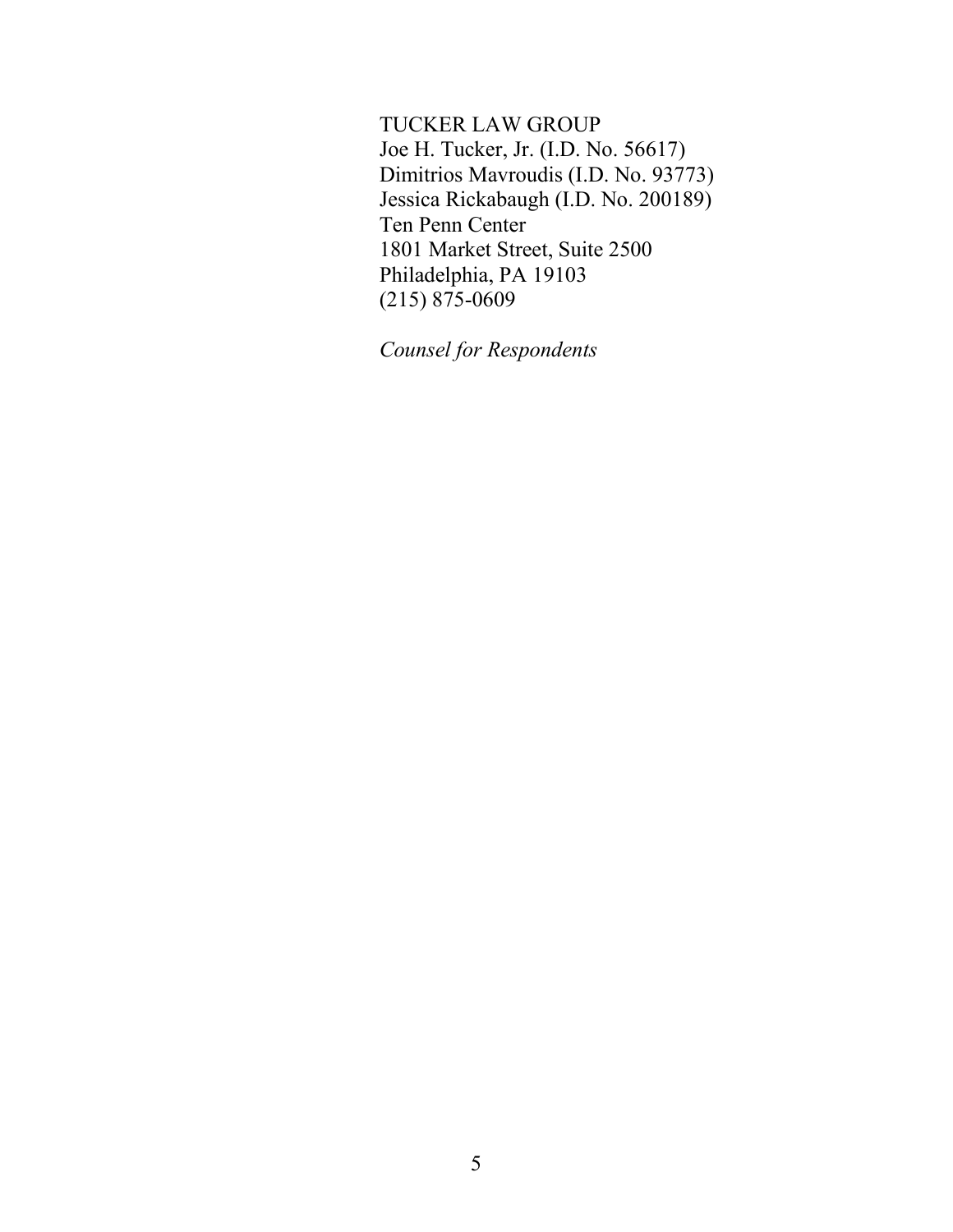TUCKER LAW GROUP
Joe H. Tucker, Jr. (I.D. No. 56617)
Dimitrios Mavroudis (I.D. No. 93773)
Jessica Rickabaugh (I.D. No. 200189)
Ten Penn Center
1801 Market Street, Suite 2500
Philadelphia, PA 19103
(215) 875-0609

*Counsel for Respondents*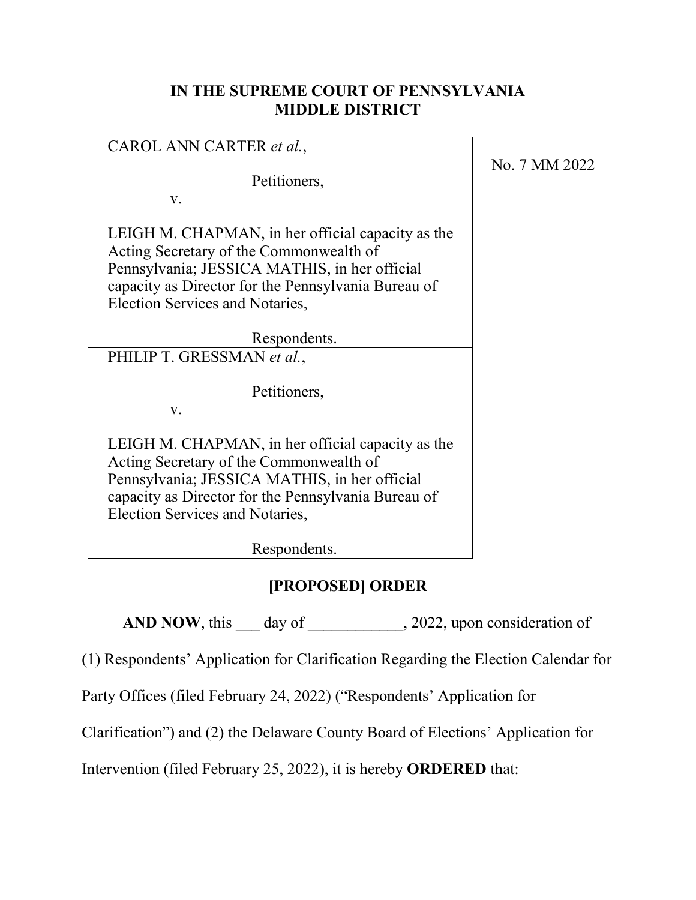**IN THE SUPREME COURT OF PENNSYLVANIA**
**MIDDLE DISTRICT**

| | |
|---|---|
| CAROL ANN CARTER *et al.*,<br><br>Petitioners,<br><br>v.<br><br>LEIGH M. CHAPMAN, in her official capacity as the Acting Secretary of the Commonwealth of Pennsylvania; JESSICA MATHIS, in her official capacity as Director for the Pennsylvania Bureau of Election Services and Notaries,<br><br>Respondents. | No. 7 MM 2022 |
| PHILIP T. GRESSMAN *et al.*,<br><br>Petitioners,<br><br>v.<br><br>LEIGH M. CHAPMAN, in her official capacity as the Acting Secretary of the Commonwealth of Pennsylvania; JESSICA MATHIS, in her official capacity as Director for the Pennsylvania Bureau of Election Services and Notaries,<br><br>Respondents. | |

**[PROPOSED] ORDER**

**AND NOW**, this ___ day of ____________, 2022, upon consideration of (1) Respondents' Application for Clarification Regarding the Election Calendar for Party Offices (filed February 24, 2022) ("Respondents' Application for Clarification") and (2) the Delaware County Board of Elections' Application for Intervention (filed February 25, 2022), it is hereby **ORDERED** that: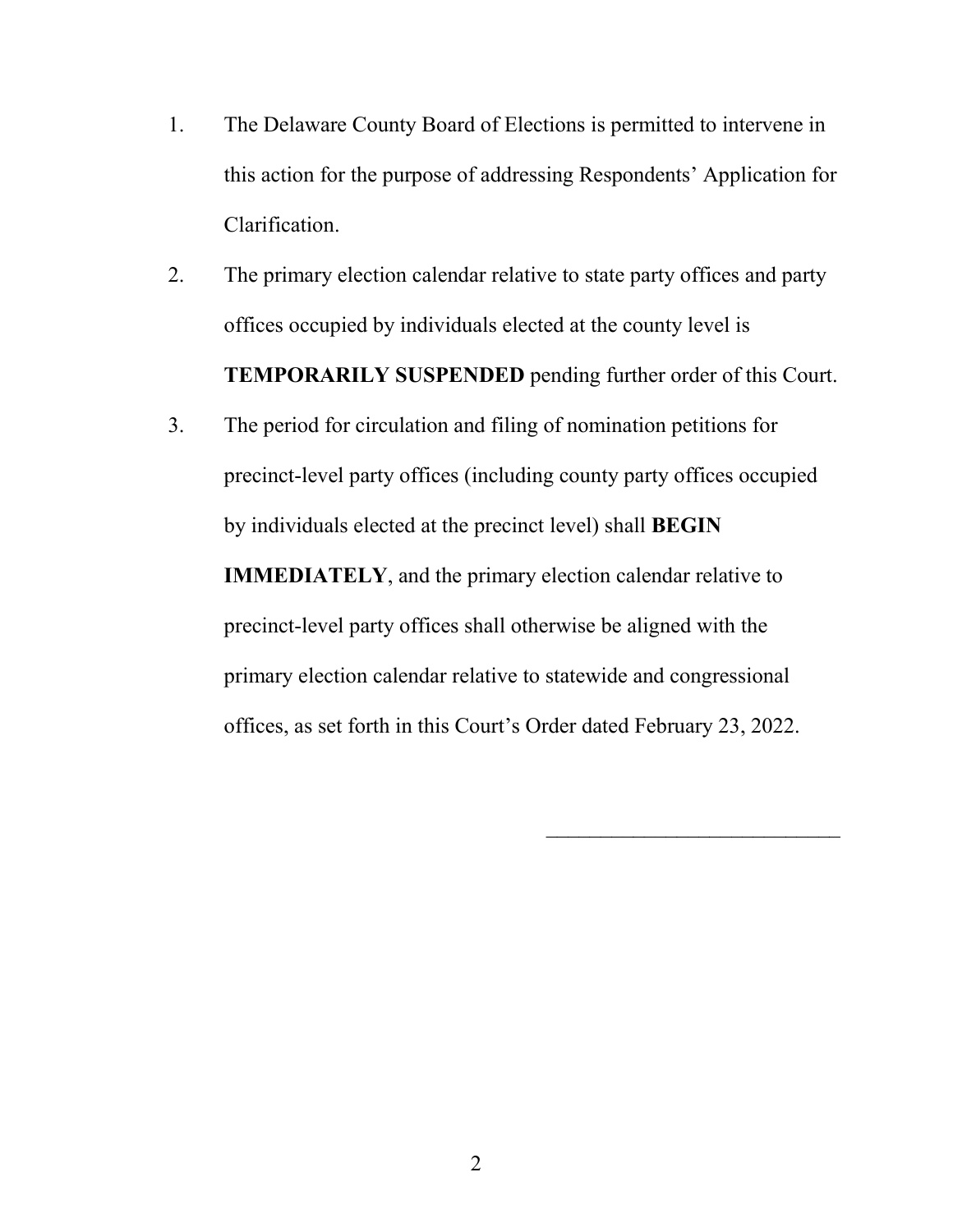1. The Delaware County Board of Elections is permitted to intervene in this action for the purpose of addressing Respondents' Application for Clarification.
2. The primary election calendar relative to state party offices and party offices occupied by individuals elected at the county level is **TEMPORARILY SUSPENDED** pending further order of this Court.
3. The period for circulation and filing of nomination petitions for precinct-level party offices (including county party offices occupied by individuals elected at the precinct level) shall **BEGIN IMMEDIATELY**, and the primary election calendar relative to precinct-level party offices shall otherwise be aligned with the primary election calendar relative to statewide and congressional offices, as set forth in this Court's Order dated February 23, 2022.

\_\_\_\_\_\_\_\_\_\_\_\_\_\_\_\_\_\_\_\_\_\_\_\_\_\_\_\_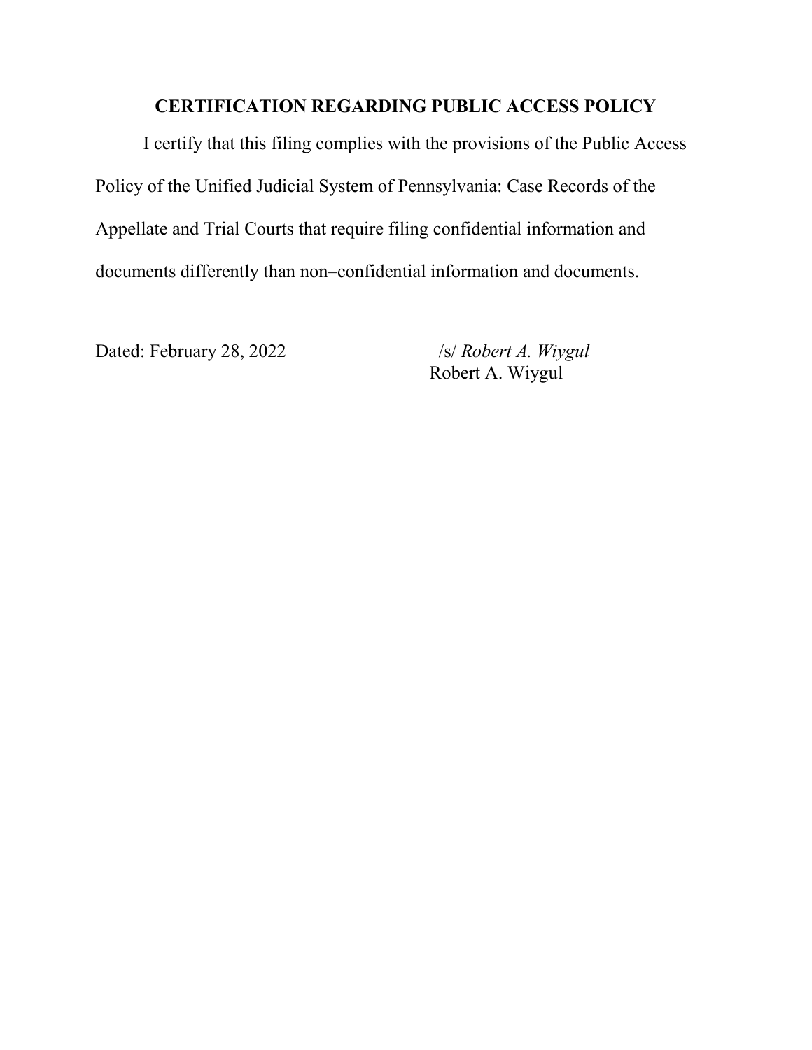## CERTIFICATION REGARDING PUBLIC ACCESS POLICY

I certify that this filing complies with the provisions of the Public Access Policy of the Unified Judicial System of Pennsylvania: Case Records of the Appellate and Trial Courts that require filing confidential information and documents differently than non–confidential information and documents.

Dated: February 28, 2022

/s/ *Robert A. Wiygul*
Robert A. Wiygul